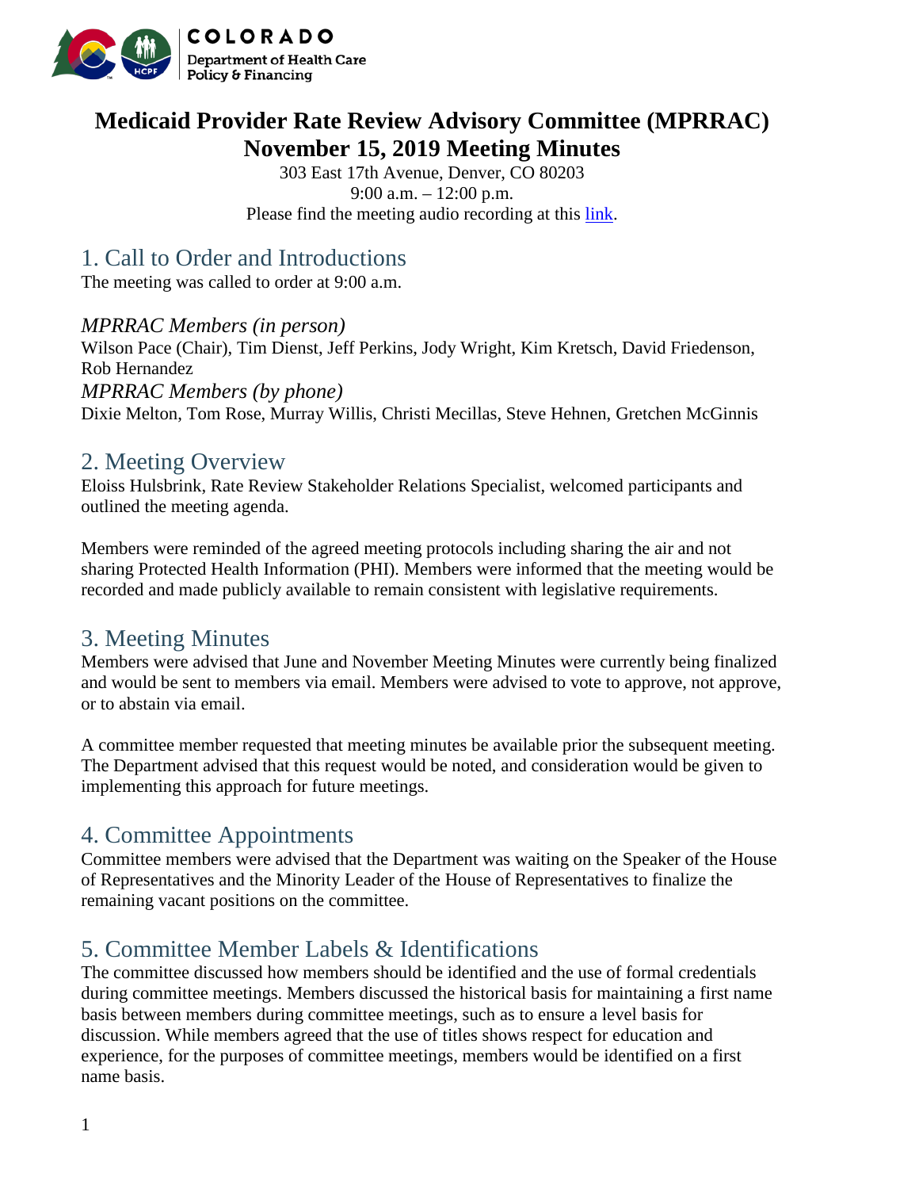# Medicaid Provider Rate Review Advisory Committee (MPRRAC)
# November 15, 2019 Meeting Minutes

303 East 17th Avenue, Denver, CO 80203
9:00 a.m. – 12:00 p.m.
Please find the meeting audio recording at this link.

## 1. Call to Order and Introductions

The meeting was called to order at 9:00 a.m.

*MPRRAC Members (in person)*
Wilson Pace (Chair), Tim Dienst, Jeff Perkins, Jody Wright, Kim Kretsch, David Friedenson, Rob Hernandez
*MPRRAC Members (by phone)*
Dixie Melton, Tom Rose, Murray Willis, Christi Mecillas, Steve Hehnen, Gretchen McGinnis

## 2. Meeting Overview

Eloiss Hulsbrink, Rate Review Stakeholder Relations Specialist, welcomed participants and outlined the meeting agenda.

Members were reminded of the agreed meeting protocols including sharing the air and not sharing Protected Health Information (PHI). Members were informed that the meeting would be recorded and made publicly available to remain consistent with legislative requirements.

## 3. Meeting Minutes

Members were advised that June and November Meeting Minutes were currently being finalized and would be sent to members via email. Members were advised to vote to approve, not approve, or to abstain via email.

A committee member requested that meeting minutes be available prior the subsequent meeting. The Department advised that this request would be noted, and consideration would be given to implementing this approach for future meetings.

## 4. Committee Appointments

Committee members were advised that the Department was waiting on the Speaker of the House of Representatives and the Minority Leader of the House of Representatives to finalize the remaining vacant positions on the committee.

## 5. Committee Member Labels & Identifications

The committee discussed how members should be identified and the use of formal credentials during committee meetings. Members discussed the historical basis for maintaining a first name basis between members during committee meetings, such as to ensure a level basis for discussion. While members agreed that the use of titles shows respect for education and experience, for the purposes of committee meetings, members would be identified on a first name basis.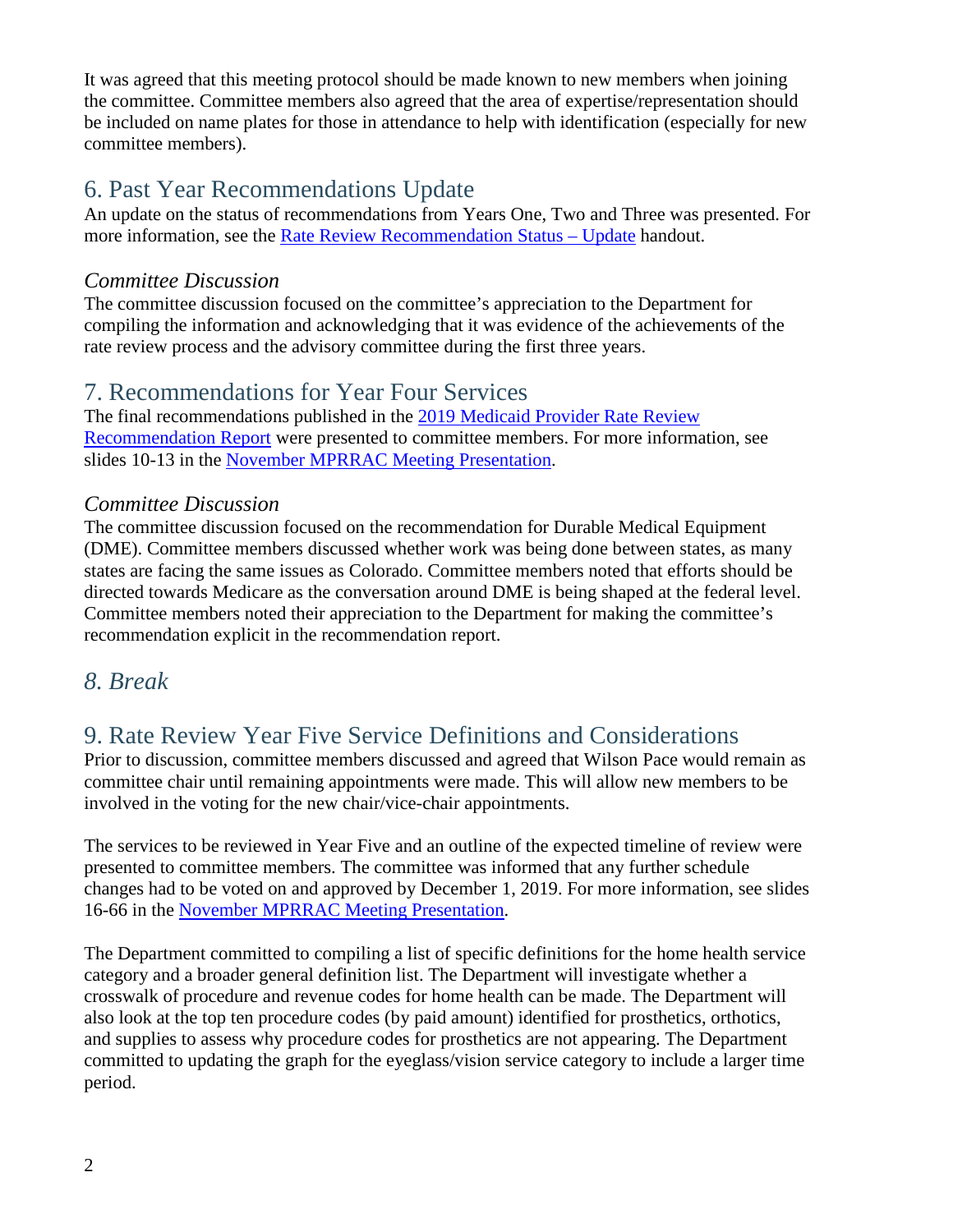It was agreed that this meeting protocol should be made known to new members when joining the committee. Committee members also agreed that the area of expertise/representation should be included on name plates for those in attendance to help with identification (especially for new committee members).

## 6. Past Year Recommendations Update

An update on the status of recommendations from Years One, Two and Three was presented. For more information, see the Rate Review Recommendation Status – Update handout.

### *Committee Discussion*

The committee discussion focused on the committee's appreciation to the Department for compiling the information and acknowledging that it was evidence of the achievements of the rate review process and the advisory committee during the first three years.

## 7. Recommendations for Year Four Services

The final recommendations published in the 2019 Medicaid Provider Rate Review Recommendation Report were presented to committee members. For more information, see slides 10-13 in the November MPRRAC Meeting Presentation.

### *Committee Discussion*

The committee discussion focused on the recommendation for Durable Medical Equipment (DME). Committee members discussed whether work was being done between states, as many states are facing the same issues as Colorado. Committee members noted that efforts should be directed towards Medicare as the conversation around DME is being shaped at the federal level. Committee members noted their appreciation to the Department for making the committee's recommendation explicit in the recommendation report.

## *8. Break*

## 9. Rate Review Year Five Service Definitions and Considerations

Prior to discussion, committee members discussed and agreed that Wilson Pace would remain as committee chair until remaining appointments were made. This will allow new members to be involved in the voting for the new chair/vice-chair appointments.

The services to be reviewed in Year Five and an outline of the expected timeline of review were presented to committee members. The committee was informed that any further schedule changes had to be voted on and approved by December 1, 2019. For more information, see slides 16-66 in the November MPRRAC Meeting Presentation.

The Department committed to compiling a list of specific definitions for the home health service category and a broader general definition list. The Department will investigate whether a crosswalk of procedure and revenue codes for home health can be made. The Department will also look at the top ten procedure codes (by paid amount) identified for prosthetics, orthotics, and supplies to assess why procedure codes for prosthetics are not appearing. The Department committed to updating the graph for the eyeglass/vision service category to include a larger time period.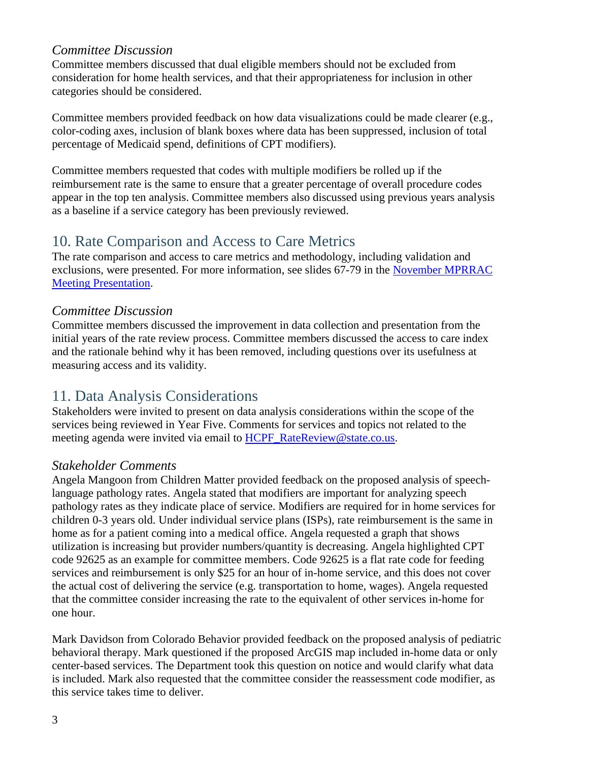### *Committee Discussion*

Committee members discussed that dual eligible members should not be excluded from consideration for home health services, and that their appropriateness for inclusion in other categories should be considered.

Committee members provided feedback on how data visualizations could be made clearer (e.g., color-coding axes, inclusion of blank boxes where data has been suppressed, inclusion of total percentage of Medicaid spend, definitions of CPT modifiers).

Committee members requested that codes with multiple modifiers be rolled up if the reimbursement rate is the same to ensure that a greater percentage of overall procedure codes appear in the top ten analysis. Committee members also discussed using previous years analysis as a baseline if a service category has been previously reviewed.

## 10. Rate Comparison and Access to Care Metrics

The rate comparison and access to care metrics and methodology, including validation and exclusions, were presented. For more information, see slides 67-79 in the [November MPRRAC Meeting Presentation]().

### *Committee Discussion*

Committee members discussed the improvement in data collection and presentation from the initial years of the rate review process. Committee members discussed the access to care index and the rationale behind why it has been removed, including questions over its usefulness at measuring access and its validity.

## 11. Data Analysis Considerations

Stakeholders were invited to present on data analysis considerations within the scope of the services being reviewed in Year Five. Comments for services and topics not related to the meeting agenda were invited via email to [HCPF_RateReview@state.co.us](mailto:HCPF_RateReview@state.co.us).

### *Stakeholder Comments*

Angela Mangoon from Children Matter provided feedback on the proposed analysis of speech-language pathology rates. Angela stated that modifiers are important for analyzing speech pathology rates as they indicate place of service. Modifiers are required for in home services for children 0-3 years old. Under individual service plans (ISPs), rate reimbursement is the same in home as for a patient coming into a medical office. Angela requested a graph that shows utilization is increasing but provider numbers/quantity is decreasing. Angela highlighted CPT code 92625 as an example for committee members. Code 92625 is a flat rate code for feeding services and reimbursement is only $25 for an hour of in-home service, and this does not cover the actual cost of delivering the service (e.g. transportation to home, wages). Angela requested that the committee consider increasing the rate to the equivalent of other services in-home for one hour.

Mark Davidson from Colorado Behavior provided feedback on the proposed analysis of pediatric behavioral therapy. Mark questioned if the proposed ArcGIS map included in-home data or only center-based services. The Department took this question on notice and would clarify what data is included. Mark also requested that the committee consider the reassessment code modifier, as this service takes time to deliver.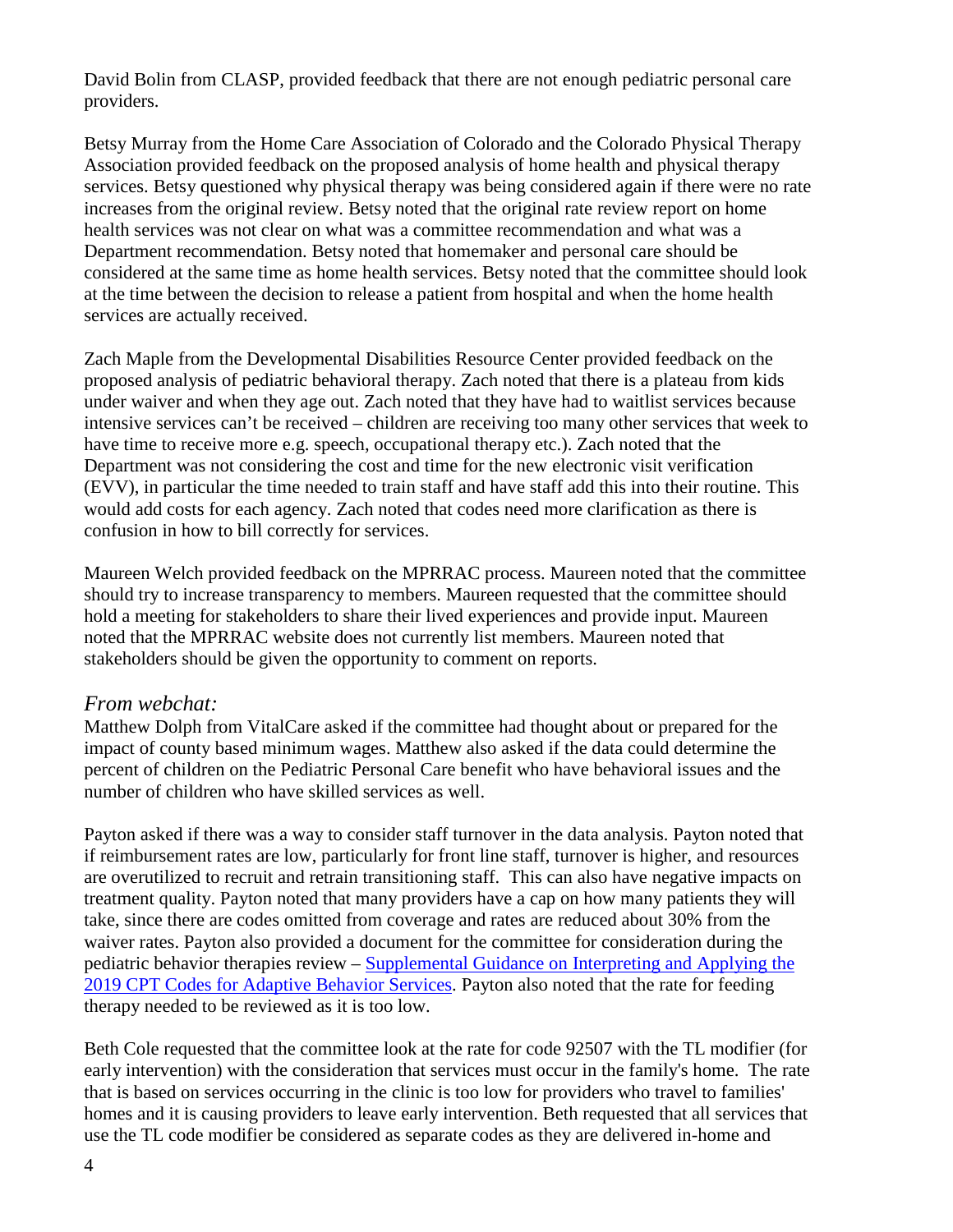David Bolin from CLASP, provided feedback that there are not enough pediatric personal care providers.

Betsy Murray from the Home Care Association of Colorado and the Colorado Physical Therapy Association provided feedback on the proposed analysis of home health and physical therapy services. Betsy questioned why physical therapy was being considered again if there were no rate increases from the original review. Betsy noted that the original rate review report on home health services was not clear on what was a committee recommendation and what was a Department recommendation. Betsy noted that homemaker and personal care should be considered at the same time as home health services. Betsy noted that the committee should look at the time between the decision to release a patient from hospital and when the home health services are actually received.

Zach Maple from the Developmental Disabilities Resource Center provided feedback on the proposed analysis of pediatric behavioral therapy. Zach noted that there is a plateau from kids under waiver and when they age out. Zach noted that they have had to waitlist services because intensive services can't be received – children are receiving too many other services that week to have time to receive more e.g. speech, occupational therapy etc.). Zach noted that the Department was not considering the cost and time for the new electronic visit verification (EVV), in particular the time needed to train staff and have staff add this into their routine. This would add costs for each agency. Zach noted that codes need more clarification as there is confusion in how to bill correctly for services.

Maureen Welch provided feedback on the MPRRAC process. Maureen noted that the committee should try to increase transparency to members. Maureen requested that the committee should hold a meeting for stakeholders to share their lived experiences and provide input. Maureen noted that the MPRRAC website does not currently list members. Maureen noted that stakeholders should be given the opportunity to comment on reports.

### *From webchat:*

Matthew Dolph from VitalCare asked if the committee had thought about or prepared for the impact of county based minimum wages. Matthew also asked if the data could determine the percent of children on the Pediatric Personal Care benefit who have behavioral issues and the number of children who have skilled services as well.

Payton asked if there was a way to consider staff turnover in the data analysis. Payton noted that if reimbursement rates are low, particularly for front line staff, turnover is higher, and resources are overutilized to recruit and retrain transitioning staff. This can also have negative impacts on treatment quality. Payton noted that many providers have a cap on how many patients they will take, since there are codes omitted from coverage and rates are reduced about 30% from the waiver rates. Payton also provided a document for the committee for consideration during the pediatric behavior therapies review – Supplemental Guidance on Interpreting and Applying the 2019 CPT Codes for Adaptive Behavior Services. Payton also noted that the rate for feeding therapy needed to be reviewed as it is too low.

Beth Cole requested that the committee look at the rate for code 92507 with the TL modifier (for early intervention) with the consideration that services must occur in the family's home. The rate that is based on services occurring in the clinic is too low for providers who travel to families' homes and it is causing providers to leave early intervention. Beth requested that all services that use the TL code modifier be considered as separate codes as they are delivered in-home and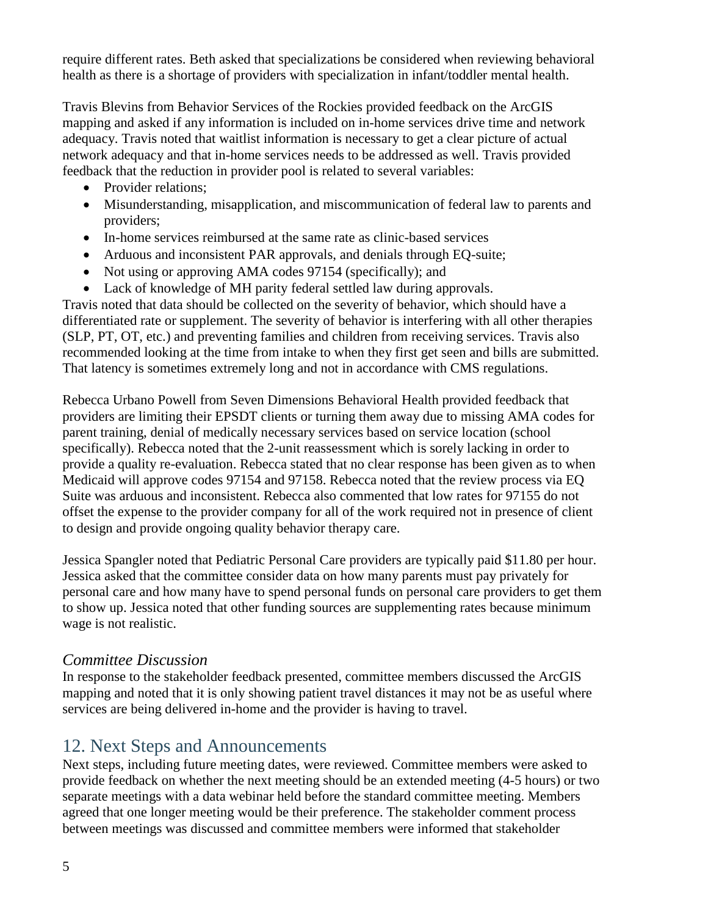require different rates. Beth asked that specializations be considered when reviewing behavioral health as there is a shortage of providers with specialization in infant/toddler mental health.

Travis Blevins from Behavior Services of the Rockies provided feedback on the ArcGIS mapping and asked if any information is included on in-home services drive time and network adequacy. Travis noted that waitlist information is necessary to get a clear picture of actual network adequacy and that in-home services needs to be addressed as well. Travis provided feedback that the reduction in provider pool is related to several variables:

- Provider relations;
- Misunderstanding, misapplication, and miscommunication of federal law to parents and providers;
- In-home services reimbursed at the same rate as clinic-based services
- Arduous and inconsistent PAR approvals, and denials through EQ-suite;
- Not using or approving AMA codes 97154 (specifically); and
- Lack of knowledge of MH parity federal settled law during approvals.

Travis noted that data should be collected on the severity of behavior, which should have a differentiated rate or supplement. The severity of behavior is interfering with all other therapies (SLP, PT, OT, etc.) and preventing families and children from receiving services. Travis also recommended looking at the time from intake to when they first get seen and bills are submitted. That latency is sometimes extremely long and not in accordance with CMS regulations.

Rebecca Urbano Powell from Seven Dimensions Behavioral Health provided feedback that providers are limiting their EPSDT clients or turning them away due to missing AMA codes for parent training, denial of medically necessary services based on service location (school specifically). Rebecca noted that the 2-unit reassessment which is sorely lacking in order to provide a quality re-evaluation. Rebecca stated that no clear response has been given as to when Medicaid will approve codes 97154 and 97158. Rebecca noted that the review process via EQ Suite was arduous and inconsistent. Rebecca also commented that low rates for 97155 do not offset the expense to the provider company for all of the work required not in presence of client to design and provide ongoing quality behavior therapy care.

Jessica Spangler noted that Pediatric Personal Care providers are typically paid $11.80 per hour. Jessica asked that the committee consider data on how many parents must pay privately for personal care and how many have to spend personal funds on personal care providers to get them to show up. Jessica noted that other funding sources are supplementing rates because minimum wage is not realistic.

### *Committee Discussion*

In response to the stakeholder feedback presented, committee members discussed the ArcGIS mapping and noted that it is only showing patient travel distances it may not be as useful where services are being delivered in-home and the provider is having to travel.

## 12. Next Steps and Announcements

Next steps, including future meeting dates, were reviewed. Committee members were asked to provide feedback on whether the next meeting should be an extended meeting (4-5 hours) or two separate meetings with a data webinar held before the standard committee meeting. Members agreed that one longer meeting would be their preference. The stakeholder comment process between meetings was discussed and committee members were informed that stakeholder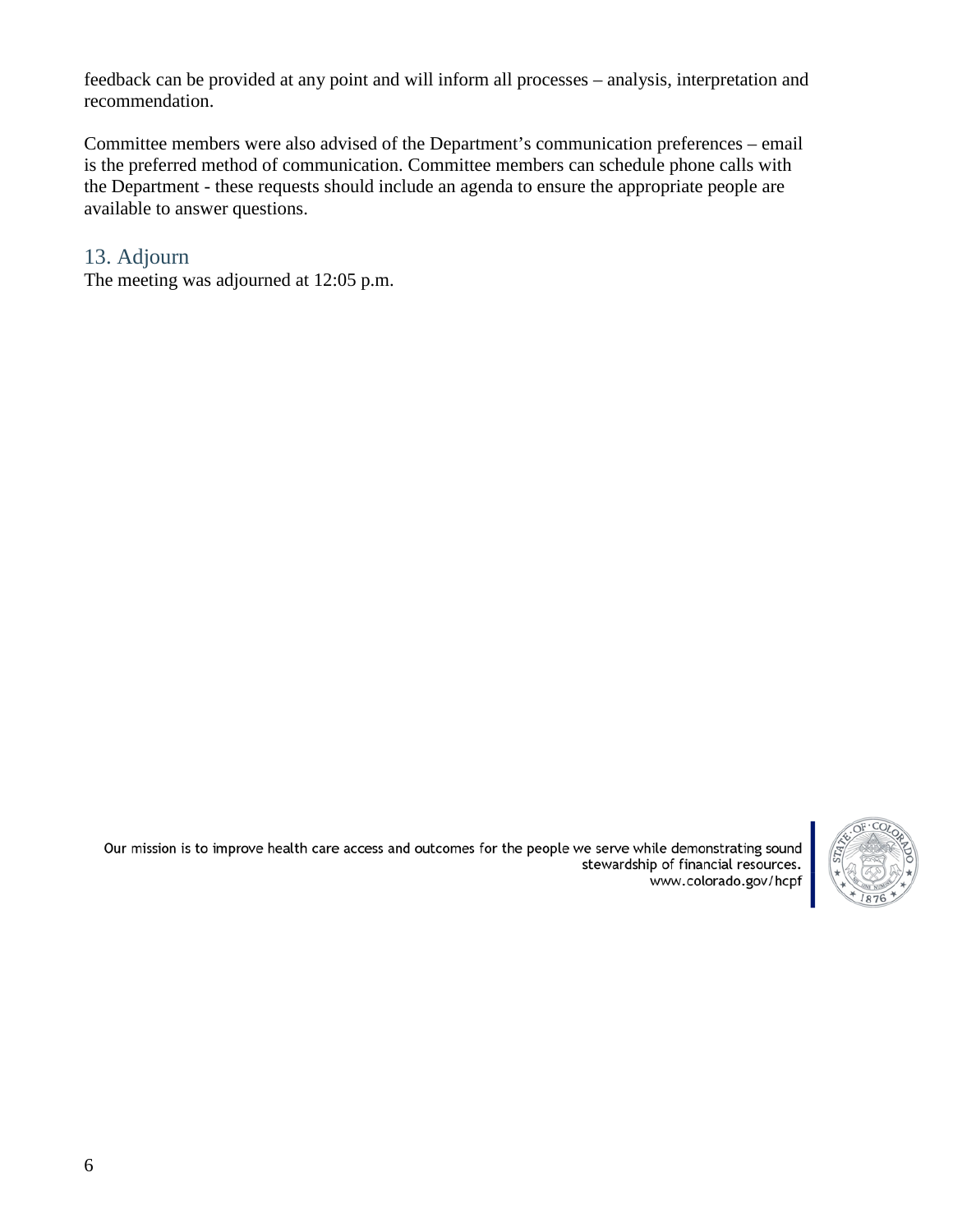feedback can be provided at any point and will inform all processes – analysis, interpretation and recommendation.

Committee members were also advised of the Department's communication preferences – email is the preferred method of communication. Committee members can schedule phone calls with the Department - these requests should include an agenda to ensure the appropriate people are available to answer questions.

## 13. Adjourn

The meeting was adjourned at 12:05 p.m.